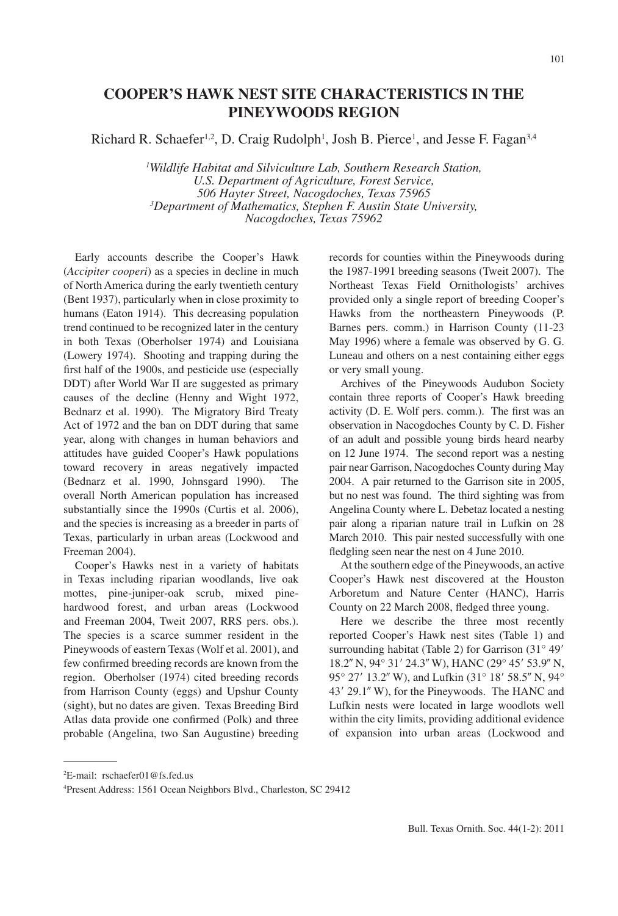# COOPER'S HAWK NEST SITE CHARACTERISTICS IN THE PINEYWOODS REGION

Richard R. Schaefer[1,2], D. Craig Rudolph[1], Josh B. Pierce[1], and Jesse F. Fagan[3,4]

*[1]Wildlife Habitat and Silviculture Lab, Southern Research Station, U.S. Department of Agriculture, Forest Service, 506 Hayter Street, Nacogdoches, Texas 75965*
*[3]Department of Mathematics, Stephen F. Austin State University, Nacogdoches, Texas 75962*

Early accounts describe the Cooper's Hawk (*Accipiter cooperi*) as a species in decline in much of North America during the early twentieth century (Bent 1937), particularly when in close proximity to humans (Eaton 1914). This decreasing population trend continued to be recognized later in the century in both Texas (Oberholser 1974) and Louisiana (Lowery 1974). Shooting and trapping during the first half of the 1900s, and pesticide use (especially DDT) after World War II are suggested as primary causes of the decline (Henny and Wight 1972, Bednarz et al. 1990). The Migratory Bird Treaty Act of 1972 and the ban on DDT during that same year, along with changes in human behaviors and attitudes have guided Cooper's Hawk populations toward recovery in areas negatively impacted (Bednarz et al. 1990, Johnsgard 1990). The overall North American population has increased substantially since the 1990s (Curtis et al. 2006), and the species is increasing as a breeder in parts of Texas, particularly in urban areas (Lockwood and Freeman 2004).

Cooper's Hawks nest in a variety of habitats in Texas including riparian woodlands, live oak mottes, pine-juniper-oak scrub, mixed pine-hardwood forest, and urban areas (Lockwood and Freeman 2004, Tweit 2007, RRS pers. obs.). The species is a scarce summer resident in the Pineywoods of eastern Texas (Wolf et al. 2001), and few confirmed breeding records are known from the region. Oberholser (1974) cited breeding records from Harrison County (eggs) and Upshur County (sight), but no dates are given. Texas Breeding Bird Atlas data provide one confirmed (Polk) and three probable (Angelina, two San Augustine) breeding records for counties within the Pineywoods during the 1987-1991 breeding seasons (Tweit 2007). The Northeast Texas Field Ornithologists' archives provided only a single report of breeding Cooper's Hawks from the northeastern Pineywoods (P. Barnes pers. comm.) in Harrison County (11-23 May 1996) where a female was observed by G. G. Luneau and others on a nest containing either eggs or very small young.

Archives of the Pineywoods Audubon Society contain three reports of Cooper's Hawk breeding activity (D. E. Wolf pers. comm.). The first was an observation in Nacogdoches County by C. D. Fisher of an adult and possible young birds heard nearby on 12 June 1974. The second report was a nesting pair near Garrison, Nacogdoches County during May 2004. A pair returned to the Garrison site in 2005, but no nest was found. The third sighting was from Angelina County where L. Debetaz located a nesting pair along a riparian nature trail in Lufkin on 28 March 2010. This pair nested successfully with one fledgling seen near the nest on 4 June 2010.

At the southern edge of the Pineywoods, an active Cooper's Hawk nest discovered at the Houston Arboretum and Nature Center (HANC), Harris County on 22 March 2008, fledged three young.

Here we describe the three most recently reported Cooper's Hawk nest sites (Table 1) and surrounding habitat (Table 2) for Garrison (31° 49′ 18.2″ N, 94° 31′ 24.3″ W), HANC (29° 45′ 53.9″ N, 95° 27′ 13.2″ W), and Lufkin (31° 18′ 58.5″ N, 94° 43′ 29.1″ W), for the Pineywoods. The HANC and Lufkin nests were located in large woodlots well within the city limits, providing additional evidence of expansion into urban areas (Lockwood and

[2]E-mail: rschaefer01@fs.fed.us

[4]Present Address: 1561 Ocean Neighbors Blvd., Charleston, SC 29412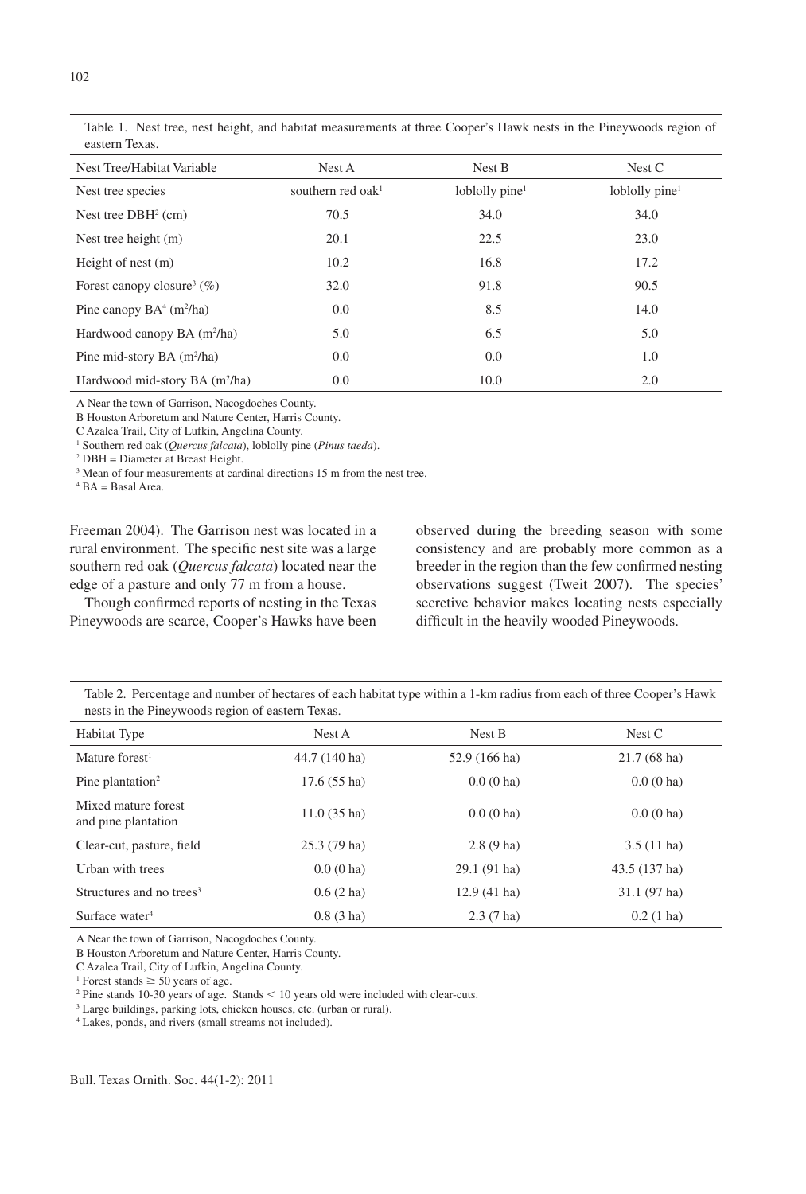Table 1. Nest tree, nest height, and habitat measurements at three Cooper's Hawk nests in the Pineywoods region of eastern Texas.

| Nest Tree/Habitat Variable | Nest A | Nest B | Nest C |
|---|---|---|---|
| Nest tree species | southern red oak[1] | loblolly pine[1] | loblolly pine[1] |
| Nest tree DBH[2] (cm) | 70.5 | 34.0 | 34.0 |
| Nest tree height (m) | 20.1 | 22.5 | 23.0 |
| Height of nest (m) | 10.2 | 16.8 | 17.2 |
| Forest canopy closure[3] (%) | 32.0 | 91.8 | 90.5 |
| Pine canopy BA[4] ($m^2$/ha) | 0.0 | 8.5 | 14.0 |
| Hardwood canopy BA ($m^2$/ha) | 5.0 | 6.5 | 5.0 |
| Pine mid-story BA ($m^2$/ha) | 0.0 | 0.0 | 1.0 |
| Hardwood mid-story BA ($m^2$/ha) | 0.0 | 10.0 | 2.0 |

A Near the town of Garrison, Nacogdoches County.
B Houston Arboretum and Nature Center, Harris County.
C Azalea Trail, City of Lufkin, Angelina County.
[1] Southern red oak (*Quercus falcata*), loblolly pine (*Pinus taeda*).
[2] DBH = Diameter at Breast Height.
[3] Mean of four measurements at cardinal directions 15 m from the nest tree.
[4] BA = Basal Area.

Freeman 2004). The Garrison nest was located in a rural environment. The specific nest site was a large southern red oak (*Quercus falcata*) located near the edge of a pasture and only 77 m from a house.

Though confirmed reports of nesting in the Texas Pineywoods are scarce, Cooper's Hawks have been observed during the breeding season with some consistency and are probably more common as a breeder in the region than the few confirmed nesting observations suggest (Tweit 2007). The species' secretive behavior makes locating nests especially difficult in the heavily wooded Pineywoods.

Table 2. Percentage and number of hectares of each habitat type within a 1-km radius from each of three Cooper's Hawk nests in the Pineywoods region of eastern Texas.

| Habitat Type | Nest A | Nest B | Nest C |
|---|---|---|---|
| Mature forest[1] | 44.7 (140 ha) | 52.9 (166 ha) | 21.7 (68 ha) |
| Pine plantation[2] | 17.6 (55 ha) | 0.0 (0 ha) | 0.0 (0 ha) |
| Mixed mature forest and pine plantation | 11.0 (35 ha) | 0.0 (0 ha) | 0.0 (0 ha) |
| Clear-cut, pasture, field | 25.3 (79 ha) | 2.8 (9 ha) | 3.5 (11 ha) |
| Urban with trees | 0.0 (0 ha) | 29.1 (91 ha) | 43.5 (137 ha) |
| Structures and no trees[3] | 0.6 (2 ha) | 12.9 (41 ha) | 31.1 (97 ha) |
| Surface water[4] | 0.8 (3 ha) | 2.3 (7 ha) | 0.2 (1 ha) |

A Near the town of Garrison, Nacogdoches County.
B Houston Arboretum and Nature Center, Harris County.
C Azalea Trail, City of Lufkin, Angelina County.
[1] Forest stands ≥ 50 years of age.
[2] Pine stands 10-30 years of age. Stands < 10 years old were included with clear-cuts.
[3] Large buildings, parking lots, chicken houses, etc. (urban or rural).
[4] Lakes, ponds, and rivers (small streams not included).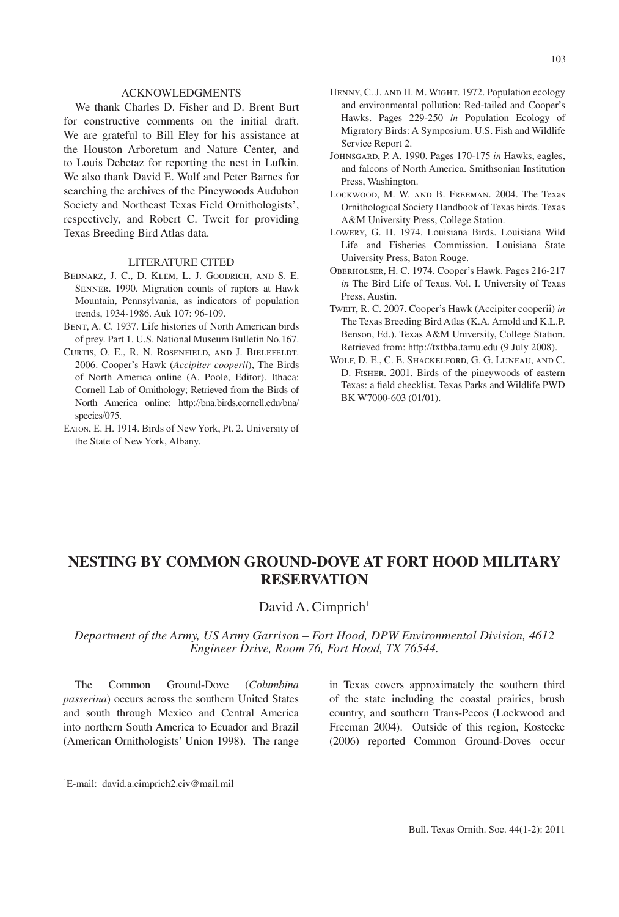## ACKNOWLEDGMENTS

We thank Charles D. Fisher and D. Brent Burt for constructive comments on the initial draft. We are grateful to Bill Eley for his assistance at the Houston Arboretum and Nature Center, and to Louis Debetaz for reporting the nest in Lufkin. We also thank David E. Wolf and Peter Barnes for searching the archives of the Pineywoods Audubon Society and Northeast Texas Field Ornithologists', respectively, and Robert C. Tweit for providing Texas Breeding Bird Atlas data.

## LITERATURE CITED

Bednarz, J. C., D. Klem, L. J. Goodrich, and S. E. Senner. 1990. Migration counts of raptors at Hawk Mountain, Pennsylvania, as indicators of population trends, 1934-1986. Auk 107: 96-109.

Bent, A. C. 1937. Life histories of North American birds of prey. Part 1. U.S. National Museum Bulletin No.167.

Curtis, O. E., R. N. Rosenfield, and J. Bielefeldt. 2006. Cooper's Hawk (*Accipiter cooperii*), The Birds of North America online (A. Poole, Editor). Ithaca: Cornell Lab of Ornithology; Retrieved from the Birds of North America online: http://bna.birds.cornell.edu/bna/species/075.

Eaton, E. H. 1914. Birds of New York, Pt. 2. University of the State of New York, Albany.

Henny, C. J. and H. M. Wight. 1972. Population ecology and environmental pollution: Red-tailed and Cooper's Hawks. Pages 229-250 *in* Population Ecology of Migratory Birds: A Symposium. U.S. Fish and Wildlife Service Report 2.

Johnsgard, P. A. 1990. Pages 170-175 *in* Hawks, eagles, and falcons of North America. Smithsonian Institution Press, Washington.

Lockwood, M. W. and B. Freeman. 2004. The Texas Ornithological Society Handbook of Texas birds. Texas A&M University Press, College Station.

Lowery, G. H. 1974. Louisiana Birds. Louisiana Wild Life and Fisheries Commission. Louisiana State University Press, Baton Rouge.

Oberholser, H. C. 1974. Cooper's Hawk. Pages 216-217 *in* The Bird Life of Texas. Vol. I. University of Texas Press, Austin.

Tweit, R. C. 2007. Cooper's Hawk (Accipiter cooperii) *in* The Texas Breeding Bird Atlas (K.A. Arnold and K.L.P. Benson, Ed.). Texas A&M University, College Station. Retrieved from: http://txtbba.tamu.edu (9 July 2008).

Wolf, D. E., C. E. Shackelford, G. G. Luneau, and C. D. Fisher. 2001. Birds of the pineywoods of eastern Texas: a field checklist. Texas Parks and Wildlife PWD BK W7000-603 (01/01).

# NESTING BY COMMON GROUND-DOVE AT FORT HOOD MILITARY RESERVATION

David A. Cimprich[1]

*Department of the Army, US Army Garrison – Fort Hood, DPW Environmental Division, 4612 Engineer Drive, Room 76, Fort Hood, TX 76544.*

The Common Ground-Dove (*Columbina passerina*) occurs across the southern United States and south through Mexico and Central America into northern South America to Ecuador and Brazil (American Ornithologists' Union 1998). The range in Texas covers approximately the southern third of the state including the coastal prairies, brush country, and southern Trans-Pecos (Lockwood and Freeman 2004). Outside of this region, Kostecke (2006) reported Common Ground-Doves occur

[1]E-mail: david.a.cimprich2.civ@mail.mil